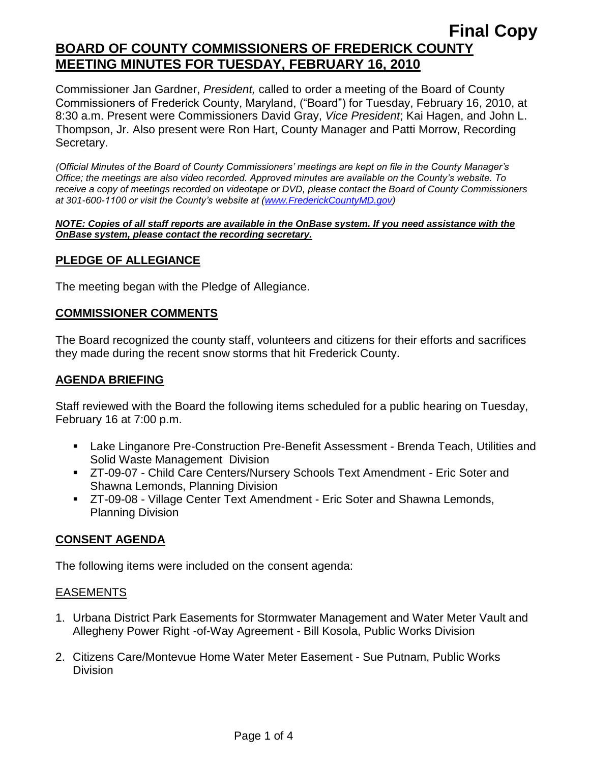**Final Copy**

# BOARD OF COUNTY COMMISSIONERS OF FREDERICK COUNTY MEETING MINUTES FOR TUESDAY, FEBRUARY 16, 2010

Commissioner Jan Gardner, *President,* called to order a meeting of the Board of County Commissioners of Frederick County, Maryland, ("Board") for Tuesday, February 16, 2010, at 8:30 a.m. Present were Commissioners David Gray, *Vice President*; Kai Hagen, and John L. Thompson, Jr. Also present were Ron Hart, County Manager and Patti Morrow, Recording Secretary.

*(Official Minutes of the Board of County Commissioners' meetings are kept on file in the County Manager's Office; the meetings are also video recorded. Approved minutes are available on the County's website. To receive a copy of meetings recorded on videotape or DVD, please contact the Board of County Commissioners at 301-600-1100 or visit the County's website at (www.FrederickCountyMD.gov)*

***NOTE: Copies of all staff reports are available in the OnBase system. If you need assistance with the OnBase system, please contact the recording secretary.***

## PLEDGE OF ALLEGIANCE

The meeting began with the Pledge of Allegiance.

## COMMISSIONER COMMENTS

The Board recognized the county staff, volunteers and citizens for their efforts and sacrifices they made during the recent snow storms that hit Frederick County.

## AGENDA BRIEFING

Staff reviewed with the Board the following items scheduled for a public hearing on Tuesday, February 16 at 7:00 p.m.

- Lake Linganore Pre-Construction Pre-Benefit Assessment - Brenda Teach, Utilities and Solid Waste Management Division
- ZT-09-07 - Child Care Centers/Nursery Schools Text Amendment - Eric Soter and Shawna Lemonds, Planning Division
- ZT-09-08 - Village Center Text Amendment - Eric Soter and Shawna Lemonds, Planning Division

## CONSENT AGENDA

The following items were included on the consent agenda:

### EASEMENTS

1. Urbana District Park Easements for Stormwater Management and Water Meter Vault and Allegheny Power Right -of-Way Agreement - Bill Kosola, Public Works Division
2. Citizens Care/Montevue Home Water Meter Easement - Sue Putnam, Public Works Division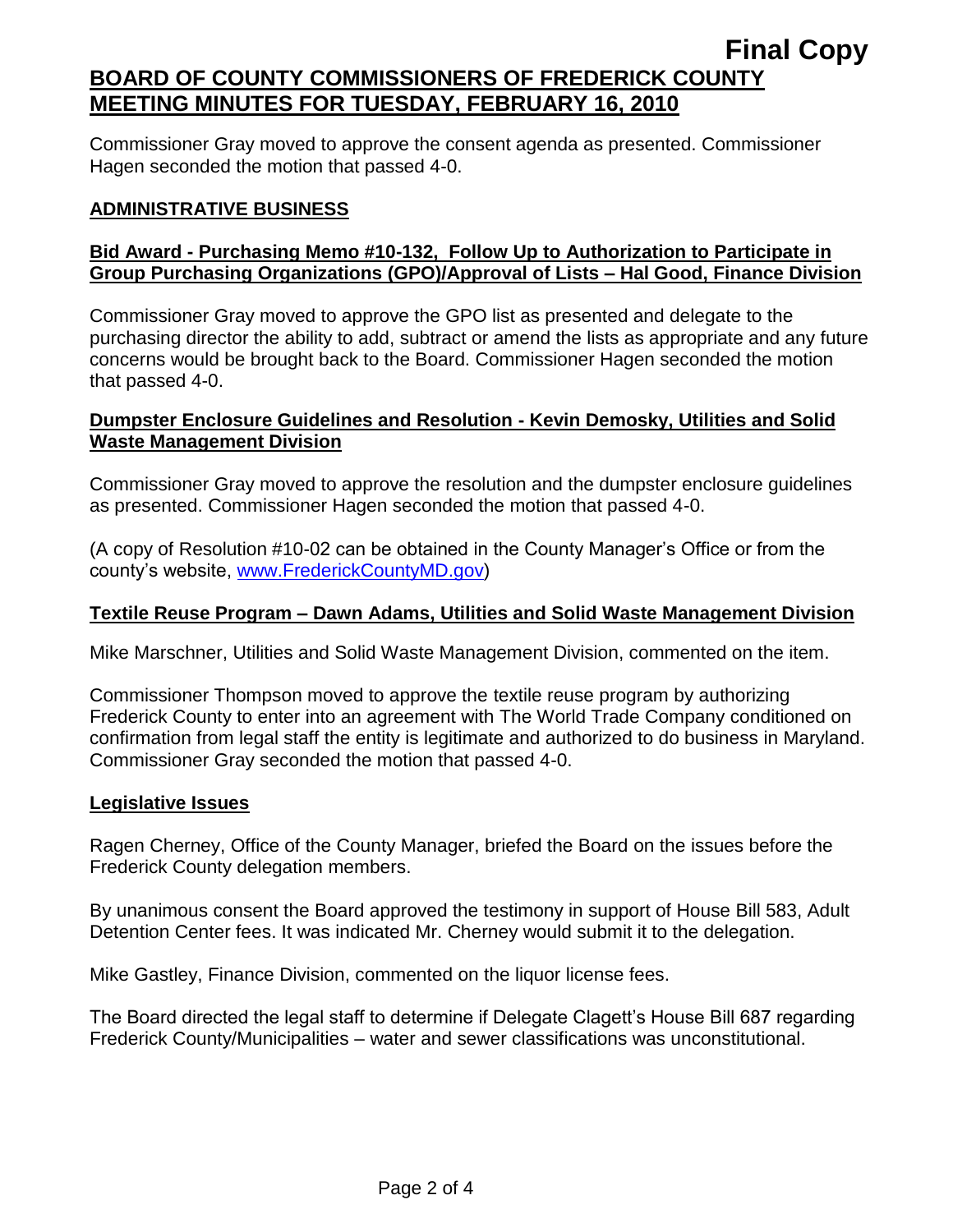Commissioner Gray moved to approve the consent agenda as presented. Commissioner Hagen seconded the motion that passed 4-0.

## ADMINISTRATIVE BUSINESS

### Bid Award - Purchasing Memo #10-132, Follow Up to Authorization to Participate in Group Purchasing Organizations (GPO)/Approval of Lists – Hal Good, Finance Division

Commissioner Gray moved to approve the GPO list as presented and delegate to the purchasing director the ability to add, subtract or amend the lists as appropriate and any future concerns would be brought back to the Board. Commissioner Hagen seconded the motion that passed 4-0.

### Dumpster Enclosure Guidelines and Resolution - Kevin Demosky, Utilities and Solid Waste Management Division

Commissioner Gray moved to approve the resolution and the dumpster enclosure guidelines as presented. Commissioner Hagen seconded the motion that passed 4-0.

(A copy of Resolution #10-02 can be obtained in the County Manager's Office or from the county's website, [www.FrederickCountyMD.gov](http://www.FrederickCountyMD.gov))

### Textile Reuse Program – Dawn Adams, Utilities and Solid Waste Management Division

Mike Marschner, Utilities and Solid Waste Management Division, commented on the item.

Commissioner Thompson moved to approve the textile reuse program by authorizing Frederick County to enter into an agreement with The World Trade Company conditioned on confirmation from legal staff the entity is legitimate and authorized to do business in Maryland. Commissioner Gray seconded the motion that passed 4-0.

### Legislative Issues

Ragen Cherney, Office of the County Manager, briefed the Board on the issues before the Frederick County delegation members.

By unanimous consent the Board approved the testimony in support of House Bill 583, Adult Detention Center fees. It was indicated Mr. Cherney would submit it to the delegation.

Mike Gastley, Finance Division, commented on the liquor license fees.

The Board directed the legal staff to determine if Delegate Clagett's House Bill 687 regarding Frederick County/Municipalities – water and sewer classifications was unconstitutional.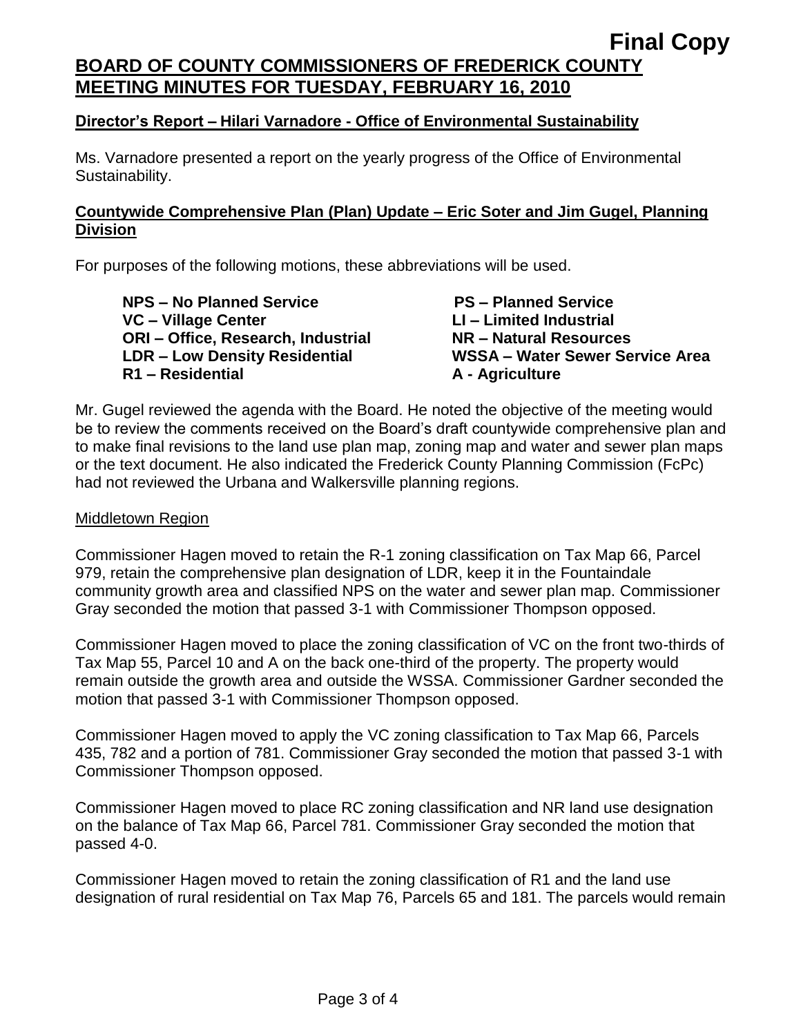**Final Copy**

# BOARD OF COUNTY COMMISSIONERS OF FREDERICK COUNTY MEETING MINUTES FOR TUESDAY, FEBRUARY 16, 2010

## Director's Report – Hilari Varnadore - Office of Environmental Sustainability

Ms. Varnadore presented a report on the yearly progress of the Office of Environmental Sustainability.

## Countywide Comprehensive Plan (Plan) Update – Eric Soter and Jim Gugel, Planning Division

For purposes of the following motions, these abbreviations will be used.

**NPS – No Planned Service**
**VC – Village Center**
**ORI – Office, Research, Industrial**
**LDR – Low Density Residential**
**R1 – Residential**
**PS – Planned Service**
**LI – Limited Industrial**
**NR – Natural Resources**
**WSSA – Water Sewer Service Area**
**A - Agriculture**

Mr. Gugel reviewed the agenda with the Board. He noted the objective of the meeting would be to review the comments received on the Board's draft countywide comprehensive plan and to make final revisions to the land use plan map, zoning map and water and sewer plan maps or the text document. He also indicated the Frederick County Planning Commission (FcPc) had not reviewed the Urbana and Walkersville planning regions.

Middletown Region

Commissioner Hagen moved to retain the R-1 zoning classification on Tax Map 66, Parcel 979, retain the comprehensive plan designation of LDR, keep it in the Fountaindale community growth area and classified NPS on the water and sewer plan map. Commissioner Gray seconded the motion that passed 3-1 with Commissioner Thompson opposed.

Commissioner Hagen moved to place the zoning classification of VC on the front two-thirds of Tax Map 55, Parcel 10 and A on the back one-third of the property. The property would remain outside the growth area and outside the WSSA. Commissioner Gardner seconded the motion that passed 3-1 with Commissioner Thompson opposed.

Commissioner Hagen moved to apply the VC zoning classification to Tax Map 66, Parcels 435, 782 and a portion of 781. Commissioner Gray seconded the motion that passed 3-1 with Commissioner Thompson opposed.

Commissioner Hagen moved to place RC zoning classification and NR land use designation on the balance of Tax Map 66, Parcel 781. Commissioner Gray seconded the motion that passed 4-0.

Commissioner Hagen moved to retain the zoning classification of R1 and the land use designation of rural residential on Tax Map 76, Parcels 65 and 181. The parcels would remain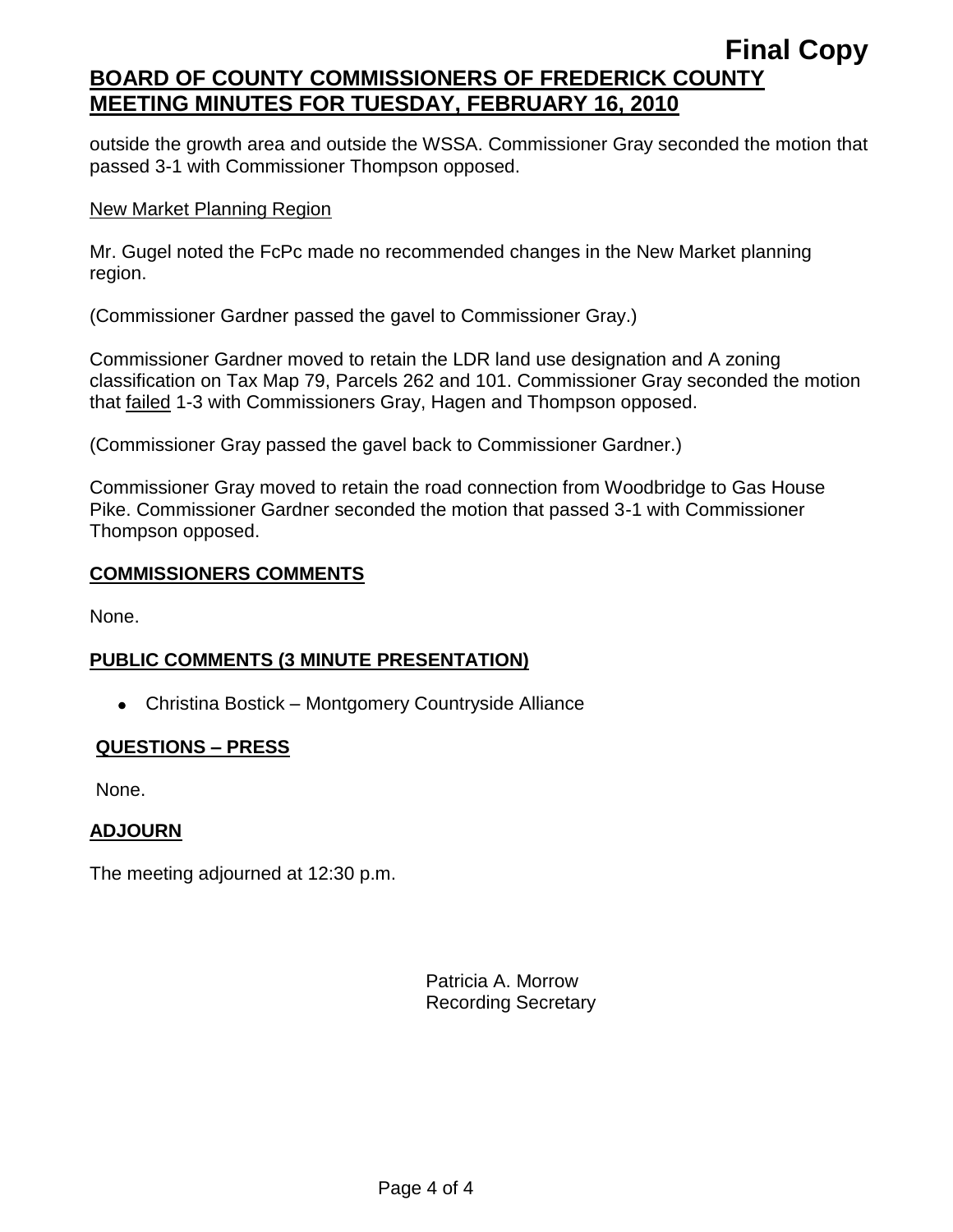outside the growth area and outside the WSSA. Commissioner Gray seconded the motion that passed 3-1 with Commissioner Thompson opposed.

New Market Planning Region

Mr. Gugel noted the FcPc made no recommended changes in the New Market planning region.

(Commissioner Gardner passed the gavel to Commissioner Gray.)

Commissioner Gardner moved to retain the LDR land use designation and A zoning classification on Tax Map 79, Parcels 262 and 101. Commissioner Gray seconded the motion that failed 1-3 with Commissioners Gray, Hagen and Thompson opposed.

(Commissioner Gray passed the gavel back to Commissioner Gardner.)

Commissioner Gray moved to retain the road connection from Woodbridge to Gas House Pike. Commissioner Gardner seconded the motion that passed 3-1 with Commissioner Thompson opposed.

## COMMISSIONERS COMMENTS

None.

## PUBLIC COMMENTS (3 MINUTE PRESENTATION)

- Christina Bostick – Montgomery Countryside Alliance

## QUESTIONS – PRESS

None.

## ADJOURN

The meeting adjourned at 12:30 p.m.

Patricia A. Morrow
Recording Secretary